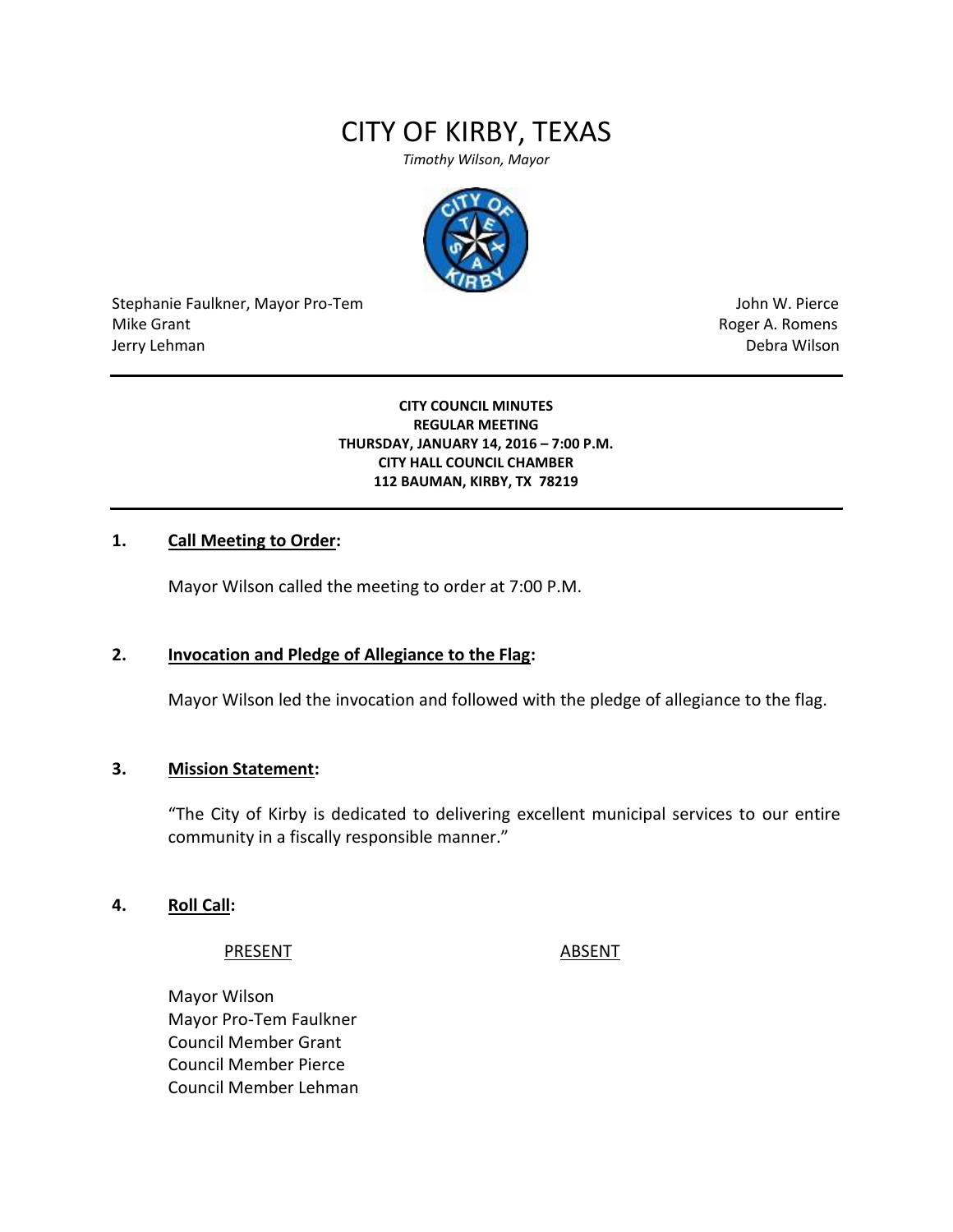# CITY OF KIRBY, TEXAS

*Timothy Wilson, Mayor*

| | |
|---|---|
| Stephanie Faulkner, Mayor Pro-Tem | John W. Pierce |
| Mike Grant | Roger A. Romens |
| Jerry Lehman | Debra Wilson |

---

**CITY COUNCIL MINUTES**
**REGULAR MEETING**
**THURSDAY, JANUARY 14, 2016 – 7:00 P.M.**
**CITY HALL COUNCIL CHAMBER**
**112 BAUMAN, KIRBY, TX 78219**

---

**1. Call Meeting to Order:**

Mayor Wilson called the meeting to order at 7:00 P.M.

**2. Invocation and Pledge of Allegiance to the Flag:**

Mayor Wilson led the invocation and followed with the pledge of allegiance to the flag.

**3. Mission Statement:**

"The City of Kirby is dedicated to delivering excellent municipal services to our entire community in a fiscally responsible manner."

**4. Roll Call:**

| PRESENT | ABSENT |
|---|---|
| Mayor Wilson | |
| Mayor Pro-Tem Faulkner | |
| Council Member Grant | |
| Council Member Pierce | |
| Council Member Lehman | |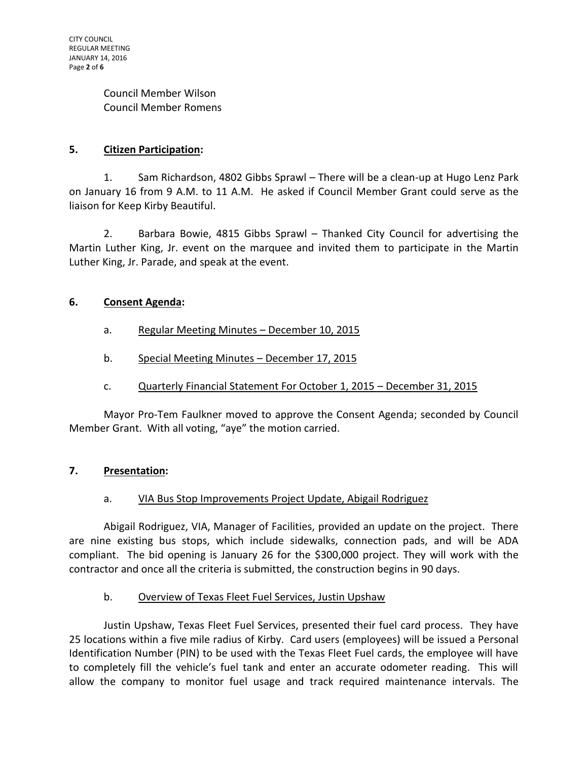Council Member Wilson
Council Member Romens

## 5. **Citizen Participation:**

1. Sam Richardson, 4802 Gibbs Sprawl – There will be a clean-up at Hugo Lenz Park on January 16 from 9 A.M. to 11 A.M. He asked if Council Member Grant could serve as the liaison for Keep Kirby Beautiful.

2. Barbara Bowie, 4815 Gibbs Sprawl – Thanked City Council for advertising the Martin Luther King, Jr. event on the marquee and invited them to participate in the Martin Luther King, Jr. Parade, and speak at the event.

## 6. **Consent Agenda:**

a. Regular Meeting Minutes – December 10, 2015

b. Special Meeting Minutes – December 17, 2015

c. Quarterly Financial Statement For October 1, 2015 – December 31, 2015

Mayor Pro-Tem Faulkner moved to approve the Consent Agenda; seconded by Council Member Grant. With all voting, "aye" the motion carried.

## 7. **Presentation:**

a. VIA Bus Stop Improvements Project Update, Abigail Rodriguez

Abigail Rodriguez, VIA, Manager of Facilities, provided an update on the project. There are nine existing bus stops, which include sidewalks, connection pads, and will be ADA compliant. The bid opening is January 26 for the $300,000 project. They will work with the contractor and once all the criteria is submitted, the construction begins in 90 days.

b. Overview of Texas Fleet Fuel Services, Justin Upshaw

Justin Upshaw, Texas Fleet Fuel Services, presented their fuel card process. They have 25 locations within a five mile radius of Kirby. Card users (employees) will be issued a Personal Identification Number (PIN) to be used with the Texas Fleet Fuel cards, the employee will have to completely fill the vehicle's fuel tank and enter an accurate odometer reading. This will allow the company to monitor fuel usage and track required maintenance intervals. The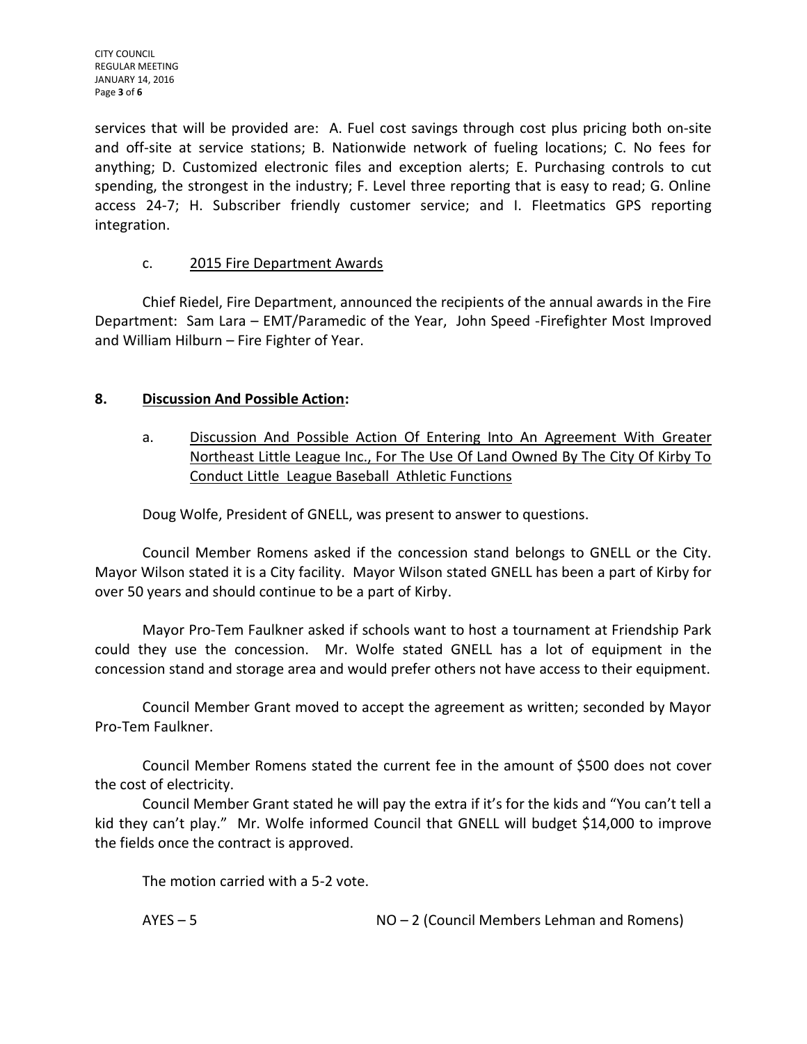services that will be provided are: A. Fuel cost savings through cost plus pricing both on-site and off-site at service stations; B. Nationwide network of fueling locations; C. No fees for anything; D. Customized electronic files and exception alerts; E. Purchasing controls to cut spending, the strongest in the industry; F. Level three reporting that is easy to read; G. Online access 24-7; H. Subscriber friendly customer service; and I. Fleetmatics GPS reporting integration.

c. 2015 Fire Department Awards

Chief Riedel, Fire Department, announced the recipients of the annual awards in the Fire Department: Sam Lara – EMT/Paramedic of the Year, John Speed -Firefighter Most Improved and William Hilburn – Fire Fighter of Year.

**8. Discussion And Possible Action:**

a. Discussion And Possible Action Of Entering Into An Agreement With Greater Northeast Little League Inc., For The Use Of Land Owned By The City Of Kirby To Conduct Little League Baseball Athletic Functions

Doug Wolfe, President of GNELL, was present to answer to questions.

Council Member Romens asked if the concession stand belongs to GNELL or the City. Mayor Wilson stated it is a City facility. Mayor Wilson stated GNELL has been a part of Kirby for over 50 years and should continue to be a part of Kirby.

Mayor Pro-Tem Faulkner asked if schools want to host a tournament at Friendship Park could they use the concession. Mr. Wolfe stated GNELL has a lot of equipment in the concession stand and storage area and would prefer others not have access to their equipment.

Council Member Grant moved to accept the agreement as written; seconded by Mayor Pro-Tem Faulkner.

Council Member Romens stated the current fee in the amount of $500 does not cover the cost of electricity.

Council Member Grant stated he will pay the extra if it's for the kids and "You can't tell a kid they can't play." Mr. Wolfe informed Council that GNELL will budget $14,000 to improve the fields once the contract is approved.

The motion carried with a 5-2 vote.

AYES – 5 NO – 2 (Council Members Lehman and Romens)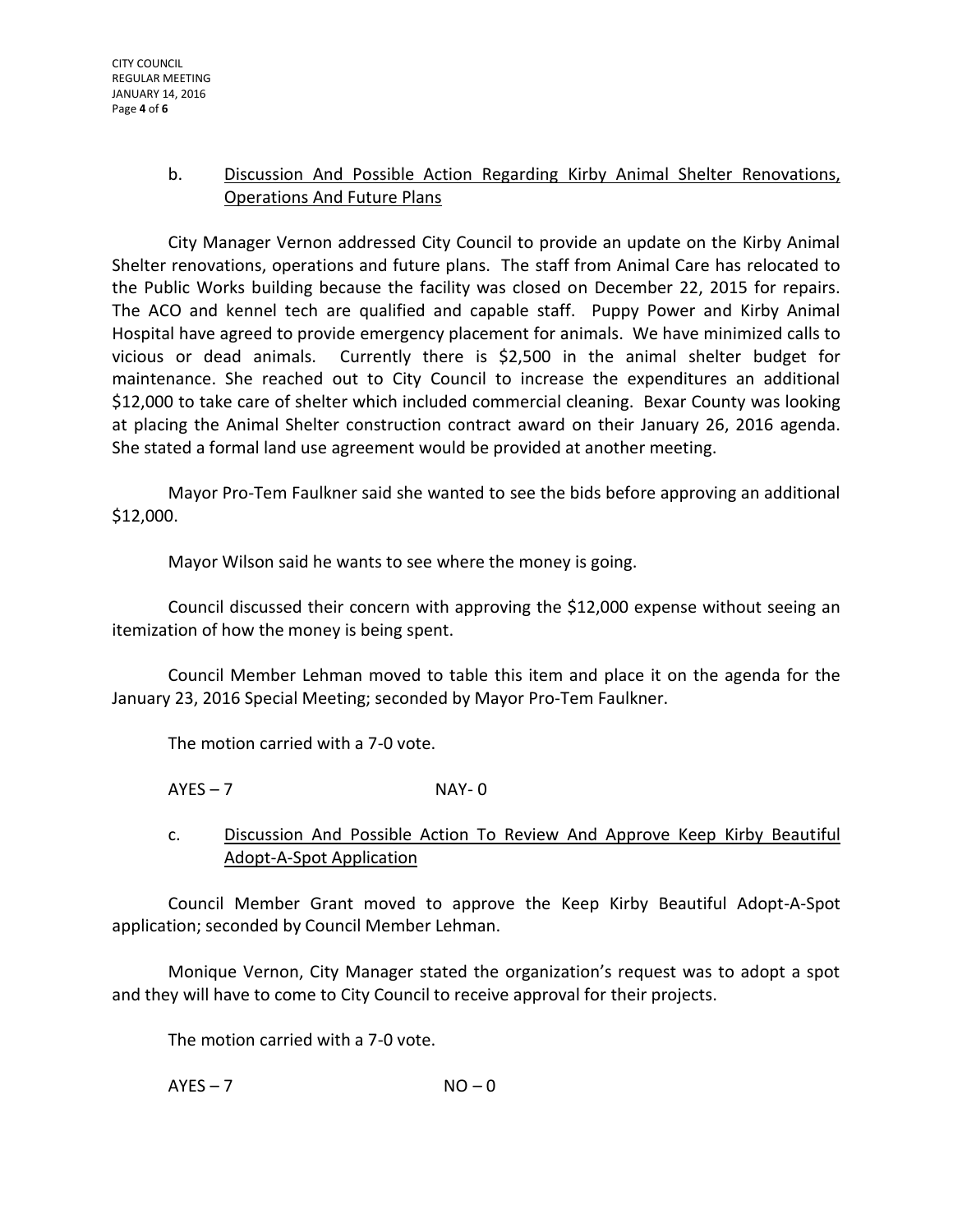b. <u>Discussion And Possible Action Regarding Kirby Animal Shelter Renovations, Operations And Future Plans</u>

City Manager Vernon addressed City Council to provide an update on the Kirby Animal Shelter renovations, operations and future plans. The staff from Animal Care has relocated to the Public Works building because the facility was closed on December 22, 2015 for repairs. The ACO and kennel tech are qualified and capable staff. Puppy Power and Kirby Animal Hospital have agreed to provide emergency placement for animals. We have minimized calls to vicious or dead animals. Currently there is $2,500 in the animal shelter budget for maintenance. She reached out to City Council to increase the expenditures an additional $12,000 to take care of shelter which included commercial cleaning. Bexar County was looking at placing the Animal Shelter construction contract award on their January 26, 2016 agenda. She stated a formal land use agreement would be provided at another meeting.

Mayor Pro-Tem Faulkner said she wanted to see the bids before approving an additional $12,000.

Mayor Wilson said he wants to see where the money is going.

Council discussed their concern with approving the $12,000 expense without seeing an itemization of how the money is being spent.

Council Member Lehman moved to table this item and place it on the agenda for the January 23, 2016 Special Meeting; seconded by Mayor Pro-Tem Faulkner.

The motion carried with a 7-0 vote.

AYES – 7 NAY- 0

c. <u>Discussion And Possible Action To Review And Approve Keep Kirby Beautiful Adopt-A-Spot Application</u>

Council Member Grant moved to approve the Keep Kirby Beautiful Adopt-A-Spot application; seconded by Council Member Lehman.

Monique Vernon, City Manager stated the organization's request was to adopt a spot and they will have to come to City Council to receive approval for their projects.

The motion carried with a 7-0 vote.

AYES – 7 NO – 0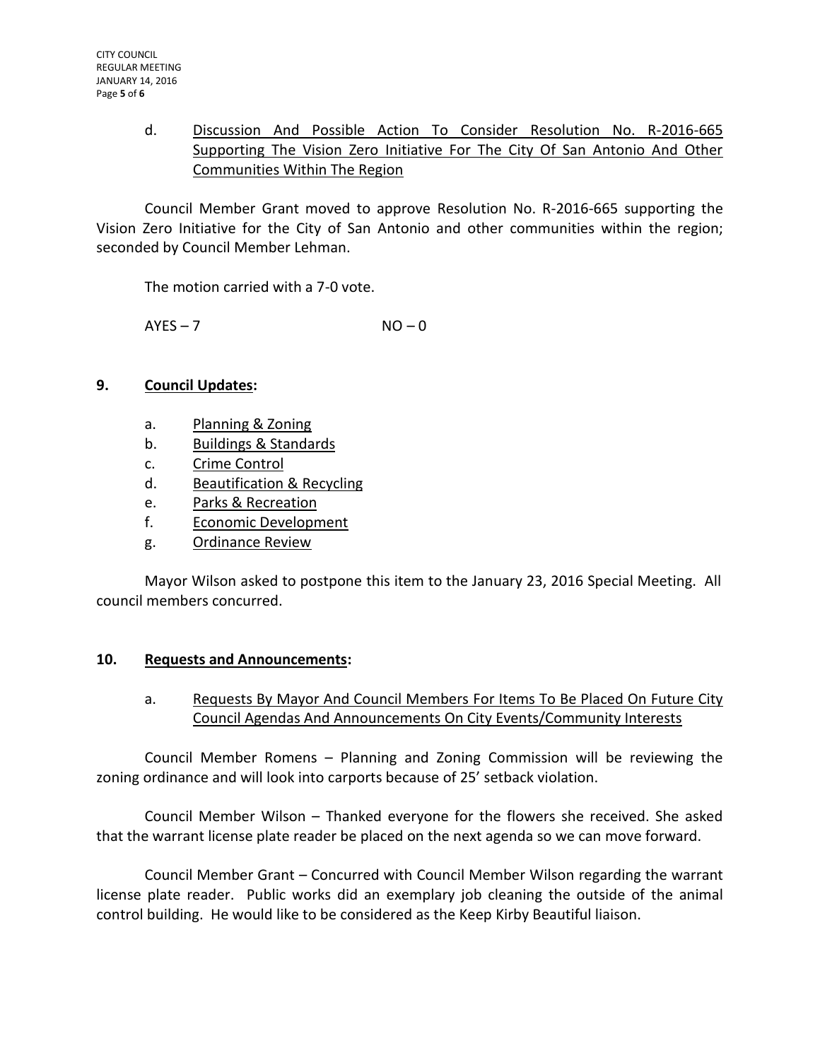d. Discussion And Possible Action To Consider Resolution No. R-2016-665 Supporting The Vision Zero Initiative For The City Of San Antonio And Other Communities Within The Region

Council Member Grant moved to approve Resolution No. R-2016-665 supporting the Vision Zero Initiative for the City of San Antonio and other communities within the region; seconded by Council Member Lehman.

The motion carried with a 7-0 vote.

AYES – 7 NO – 0

## 9. Council Updates:

a. Planning & Zoning
b. Buildings & Standards
c. Crime Control
d. Beautification & Recycling
e. Parks & Recreation
f. Economic Development
g. Ordinance Review

Mayor Wilson asked to postpone this item to the January 23, 2016 Special Meeting. All council members concurred.

## 10. Requests and Announcements:

a. Requests By Mayor And Council Members For Items To Be Placed On Future City Council Agendas And Announcements On City Events/Community Interests

Council Member Romens – Planning and Zoning Commission will be reviewing the zoning ordinance and will look into carports because of 25' setback violation.

Council Member Wilson – Thanked everyone for the flowers she received. She asked that the warrant license plate reader be placed on the next agenda so we can move forward.

Council Member Grant – Concurred with Council Member Wilson regarding the warrant license plate reader. Public works did an exemplary job cleaning the outside of the animal control building. He would like to be considered as the Keep Kirby Beautiful liaison.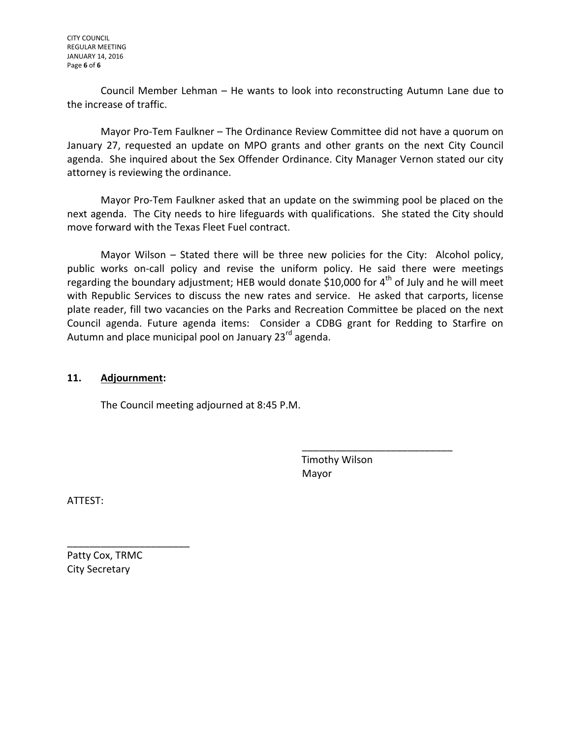Council Member Lehman – He wants to look into reconstructing Autumn Lane due to the increase of traffic.

Mayor Pro-Tem Faulkner – The Ordinance Review Committee did not have a quorum on January 27, requested an update on MPO grants and other grants on the next City Council agenda. She inquired about the Sex Offender Ordinance. City Manager Vernon stated our city attorney is reviewing the ordinance.

Mayor Pro-Tem Faulkner asked that an update on the swimming pool be placed on the next agenda. The City needs to hire lifeguards with qualifications. She stated the City should move forward with the Texas Fleet Fuel contract.

Mayor Wilson – Stated there will be three new policies for the City: Alcohol policy, public works on-call policy and revise the uniform policy. He said there were meetings regarding the boundary adjustment; HEB would donate $10,000 for 4th of July and he will meet with Republic Services to discuss the new rates and service. He asked that carports, license plate reader, fill two vacancies on the Parks and Recreation Committee be placed on the next Council agenda. Future agenda items: Consider a CDBG grant for Redding to Starfire on Autumn and place municipal pool on January 23rd agenda.

**11. Adjournment:**

The Council meeting adjourned at 8:45 P.M.

___________________________
Timothy Wilson
Mayor

ATTEST:

______________________
Patty Cox, TRMC
City Secretary